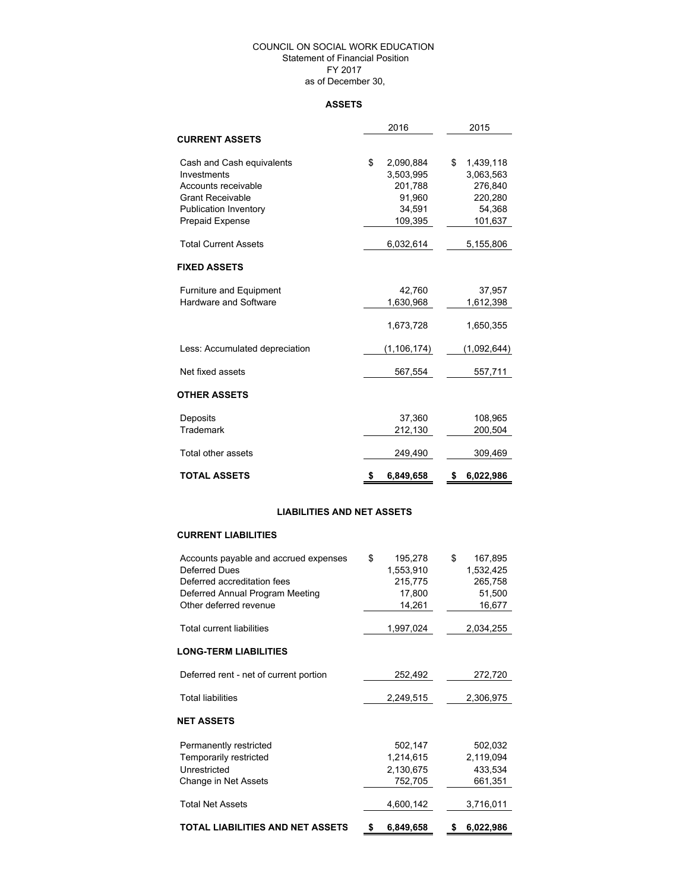COUNCIL ON SOCIAL WORK EDUCATION
Statement of Financial Position
FY 2017
as of December 30,

## ASSETS

| | 2016 | 2015 |
|---|---|---|
| **CURRENT ASSETS** | | |
| Cash and Cash equivalents | $ 2,090,884 | $ 1,439,118 |
| Investments | 3,503,995 | 3,063,563 |
| Accounts receivable | 201,788 | 276,840 |
| Grant Receivable | 91,960 | 220,280 |
| Publication Inventory | 34,591 | 54,368 |
| Prepaid Expense | 109,395 | 101,637 |
| Total Current Assets | 6,032,614 | 5,155,806 |
| **FIXED ASSETS** | | |
| Furniture and Equipment | 42,760 | 37,957 |
| Hardware and Software | 1,630,968 | 1,612,398 |
| | 1,673,728 | 1,650,355 |
| Less: Accumulated depreciation | (1,106,174) | (1,092,644) |
| Net fixed assets | 567,554 | 557,711 |
| **OTHER ASSETS** | | |
| Deposits | 37,360 | 108,965 |
| Trademark | 212,130 | 200,504 |
| Total other assets | 249,490 | 309,469 |
| **TOTAL ASSETS** | **$ 6,849,658** | **$ 6,022,986** |

## LIABILITIES AND NET ASSETS

| | 2016 | 2015 |
|---|---|---|
| **CURRENT LIABILITIES** | | |
| Accounts payable and accrued expenses | $ 195,278 | $ 167,895 |
| Deferred Dues | 1,553,910 | 1,532,425 |
| Deferred accreditation fees | 215,775 | 265,758 |
| Deferred Annual Program Meeting | 17,800 | 51,500 |
| Other deferred revenue | 14,261 | 16,677 |
| Total current liabilities | 1,997,024 | 2,034,255 |
| **LONG-TERM LIABILITIES** | | |
| Deferred rent - net of current portion | 252,492 | 272,720 |
| Total liabilities | 2,249,515 | 2,306,975 |
| **NET ASSETS** | | |
| Permanently restricted | 502,147 | 502,032 |
| Temporarily restricted | 1,214,615 | 2,119,094 |
| Unrestricted | 2,130,675 | 433,534 |
| Change in Net Assets | 752,705 | 661,351 |
| Total Net Assets | 4,600,142 | 3,716,011 |
| **TOTAL LIABILITIES AND NET ASSETS** | **$ 6,849,658** | **$ 6,022,986** |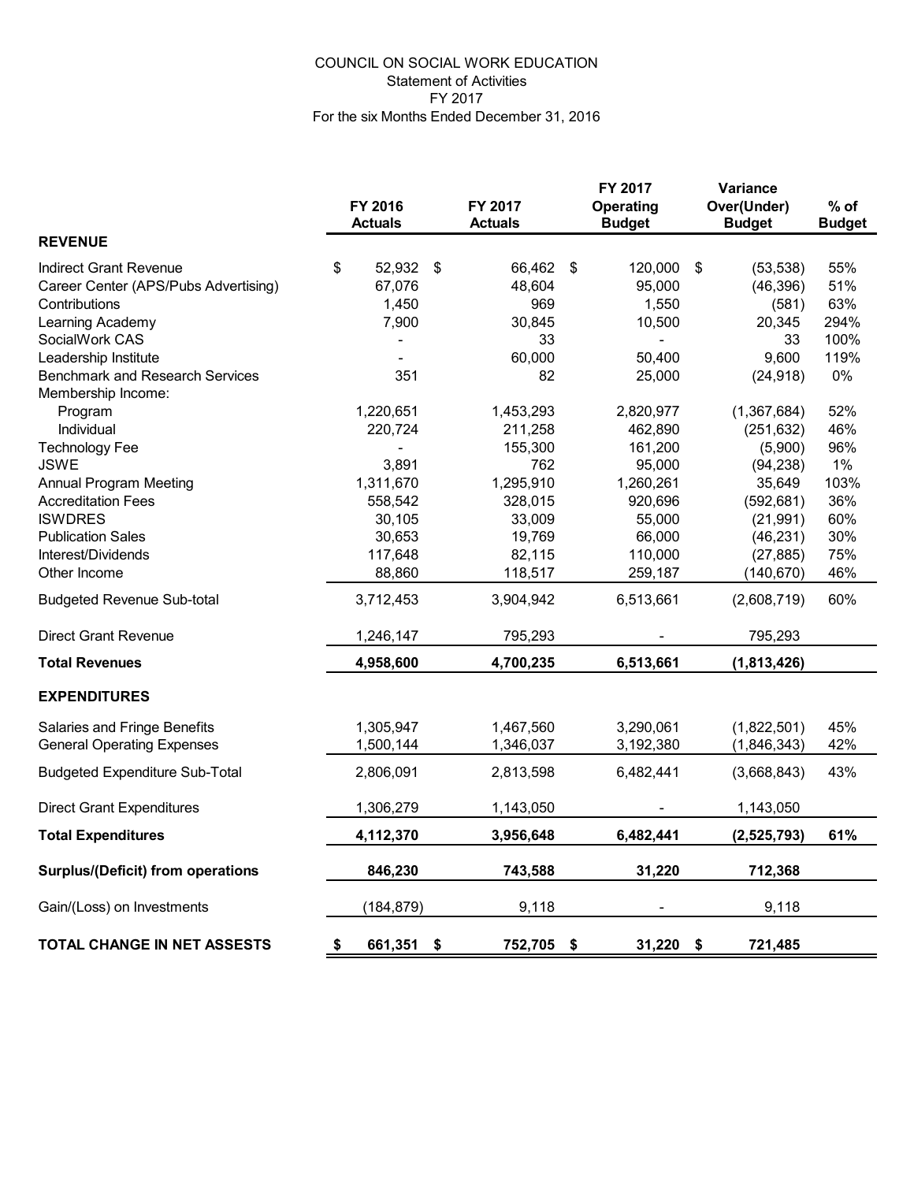COUNCIL ON SOCIAL WORK EDUCATION
Statement of Activities
FY 2017
For the six Months Ended December 31, 2016

| | FY 2016 Actuals | FY 2017 Actuals | FY 2017 Operating Budget | Variance Over(Under) Budget | % of Budget |
|---|---|---|---|---|---|
| **REVENUE** | | | | | |
| Indirect Grant Revenue | $ 52,932 | $ 66,462 | $ 120,000 | $ (53,538) | 55% |
| Career Center (APS/Pubs Advertising) | 67,076 | 48,604 | 95,000 | (46,396) | 51% |
| Contributions | 1,450 | 969 | 1,550 | (581) | 63% |
| Learning Academy | 7,900 | 30,845 | 10,500 | 20,345 | 294% |
| SocialWork CAS | - | 33 | - | 33 | 100% |
| Leadership Institute | - | 60,000 | 50,400 | 9,600 | 119% |
| Benchmark and Research Services | 351 | 82 | 25,000 | (24,918) | 0% |
| Membership Income: | | | | | |
| Program | 1,220,651 | 1,453,293 | 2,820,977 | (1,367,684) | 52% |
| Individual | 220,724 | 211,258 | 462,890 | (251,632) | 46% |
| Technology Fee | - | 155,300 | 161,200 | (5,900) | 96% |
| JSWE | 3,891 | 762 | 95,000 | (94,238) | 1% |
| Annual Program Meeting | 1,311,670 | 1,295,910 | 1,260,261 | 35,649 | 103% |
| Accreditation Fees | 558,542 | 328,015 | 920,696 | (592,681) | 36% |
| ISWDRES | 30,105 | 33,009 | 55,000 | (21,991) | 60% |
| Publication Sales | 30,653 | 19,769 | 66,000 | (46,231) | 30% |
| Interest/Dividends | 117,648 | 82,115 | 110,000 | (27,885) | 75% |
| Other Income | 88,860 | 118,517 | 259,187 | (140,670) | 46% |
| Budgeted Revenue Sub-total | 3,712,453 | 3,904,942 | 6,513,661 | (2,608,719) | 60% |
| Direct Grant Revenue | 1,246,147 | 795,293 | - | 795,293 | |
| **Total Revenues** | **4,958,600** | **4,700,235** | **6,513,661** | **(1,813,426)** | |
| **EXPENDITURES** | | | | | |
| Salaries and Fringe Benefits | 1,305,947 | 1,467,560 | 3,290,061 | (1,822,501) | 45% |
| General Operating Expenses | 1,500,144 | 1,346,037 | 3,192,380 | (1,846,343) | 42% |
| Budgeted Expenditure Sub-Total | 2,806,091 | 2,813,598 | 6,482,441 | (3,668,843) | 43% |
| Direct Grant Expenditures | 1,306,279 | 1,143,050 | - | 1,143,050 | |
| **Total Expenditures** | **4,112,370** | **3,956,648** | **6,482,441** | **(2,525,793)** | **61%** |
| **Surplus/(Deficit) from operations** | **846,230** | **743,588** | **31,220** | **712,368** | |
| Gain/(Loss) on Investments | (184,879) | 9,118 | - | 9,118 | |
| **TOTAL CHANGE IN NET ASSESTS** | **$ 661,351** | **$ 752,705** | **$ 31,220** | **$ 721,485** | |